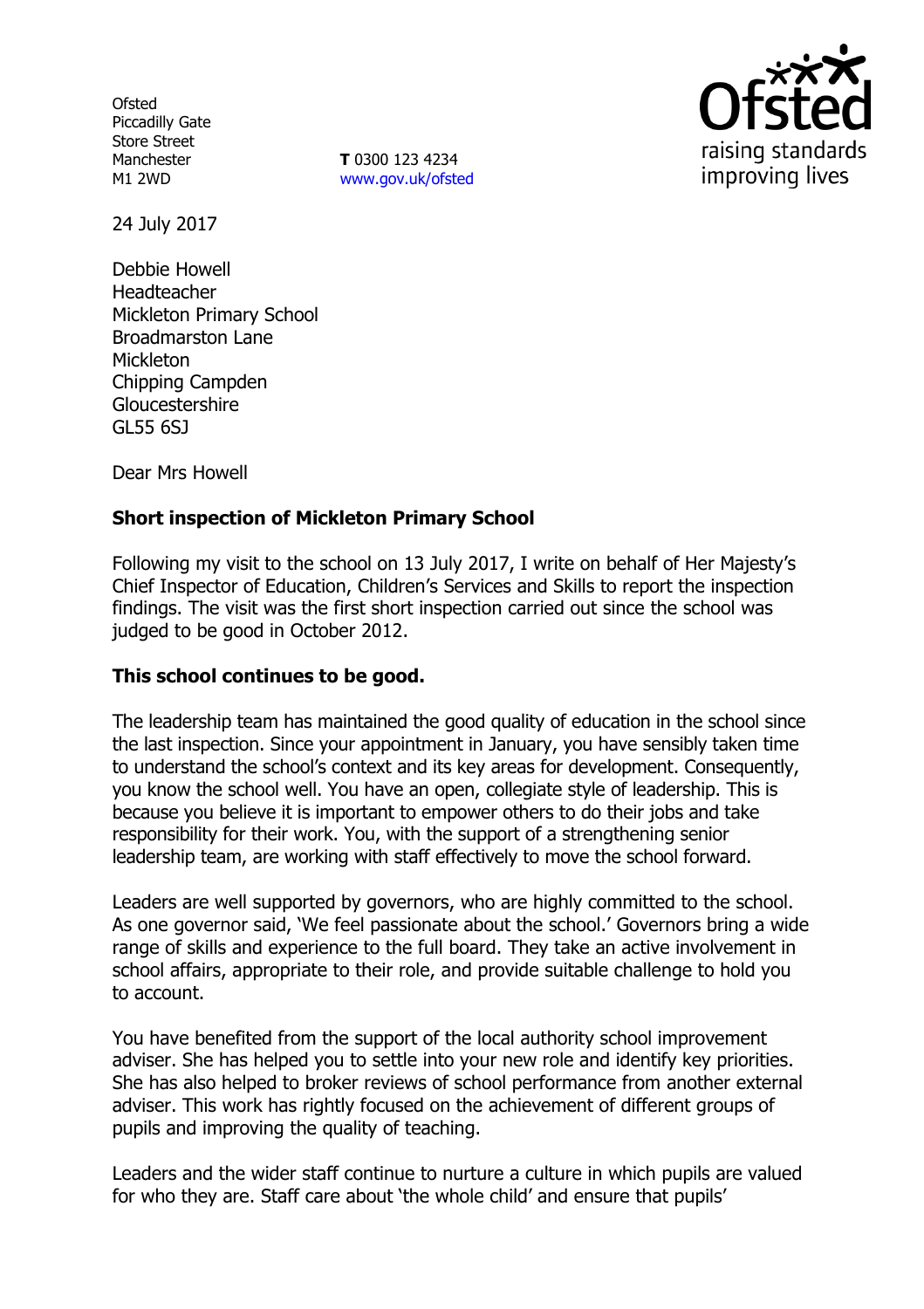Ofsted
Piccadilly Gate
Store Street
Manchester
M1 2WD

**T** 0300 123 4234
www.gov.uk/ofsted

24 July 2017

Debbie Howell
Headteacher
Mickleton Primary School
Broadmarston Lane
Mickleton
Chipping Campden
Gloucestershire
GL55 6SJ

Dear Mrs Howell

**Short inspection of Mickleton Primary School**

Following my visit to the school on 13 July 2017, I write on behalf of Her Majesty's Chief Inspector of Education, Children's Services and Skills to report the inspection findings. The visit was the first short inspection carried out since the school was judged to be good in October 2012.

**This school continues to be good.**

The leadership team has maintained the good quality of education in the school since the last inspection. Since your appointment in January, you have sensibly taken time to understand the school's context and its key areas for development. Consequently, you know the school well. You have an open, collegiate style of leadership. This is because you believe it is important to empower others to do their jobs and take responsibility for their work. You, with the support of a strengthening senior leadership team, are working with staff effectively to move the school forward.

Leaders are well supported by governors, who are highly committed to the school. As one governor said, 'We feel passionate about the school.' Governors bring a wide range of skills and experience to the full board. They take an active involvement in school affairs, appropriate to their role, and provide suitable challenge to hold you to account.

You have benefited from the support of the local authority school improvement adviser. She has helped you to settle into your new role and identify key priorities. She has also helped to broker reviews of school performance from another external adviser. This work has rightly focused on the achievement of different groups of pupils and improving the quality of teaching.

Leaders and the wider staff continue to nurture a culture in which pupils are valued for who they are. Staff care about 'the whole child' and ensure that pupils'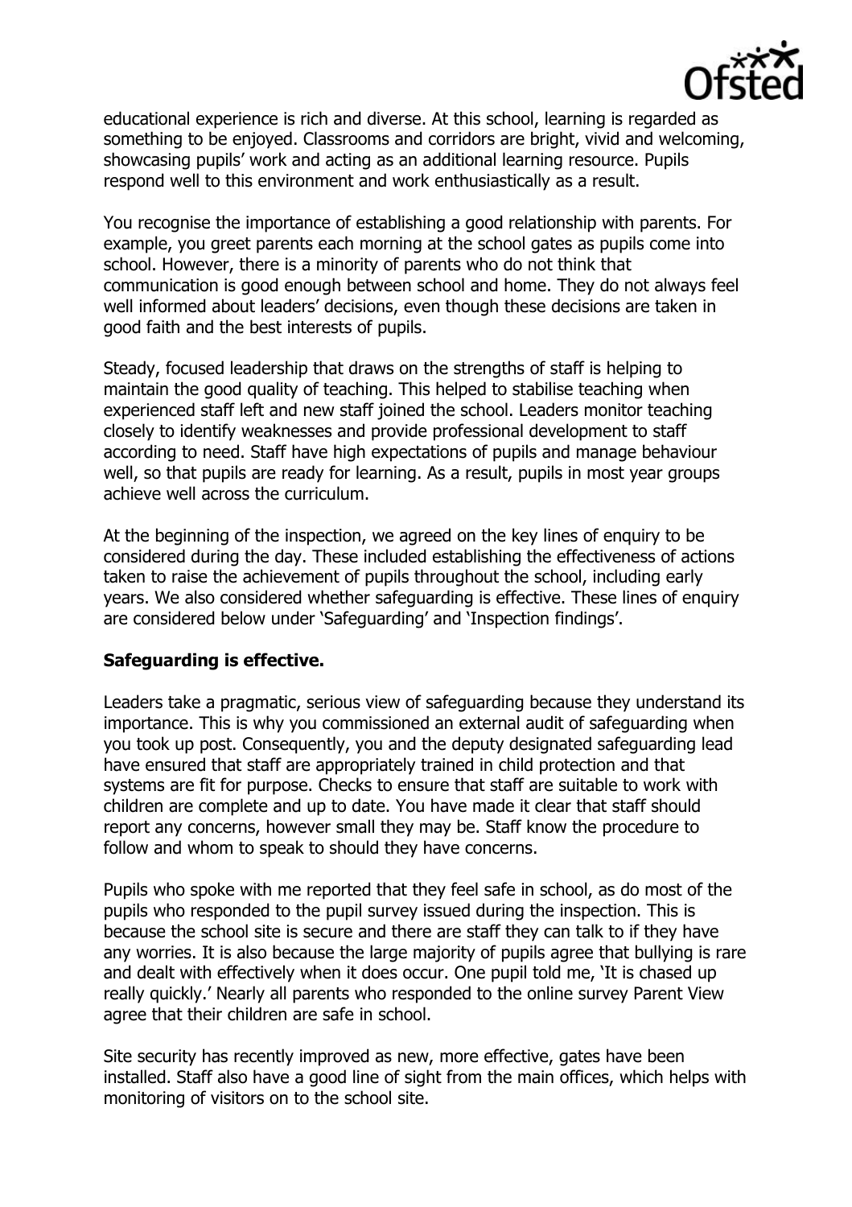educational experience is rich and diverse. At this school, learning is regarded as something to be enjoyed. Classrooms and corridors are bright, vivid and welcoming, showcasing pupils' work and acting as an additional learning resource. Pupils respond well to this environment and work enthusiastically as a result.

You recognise the importance of establishing a good relationship with parents. For example, you greet parents each morning at the school gates as pupils come into school. However, there is a minority of parents who do not think that communication is good enough between school and home. They do not always feel well informed about leaders' decisions, even though these decisions are taken in good faith and the best interests of pupils.

Steady, focused leadership that draws on the strengths of staff is helping to maintain the good quality of teaching. This helped to stabilise teaching when experienced staff left and new staff joined the school. Leaders monitor teaching closely to identify weaknesses and provide professional development to staff according to need. Staff have high expectations of pupils and manage behaviour well, so that pupils are ready for learning. As a result, pupils in most year groups achieve well across the curriculum.

At the beginning of the inspection, we agreed on the key lines of enquiry to be considered during the day. These included establishing the effectiveness of actions taken to raise the achievement of pupils throughout the school, including early years. We also considered whether safeguarding is effective. These lines of enquiry are considered below under 'Safeguarding' and 'Inspection findings'.

**Safeguarding is effective.**

Leaders take a pragmatic, serious view of safeguarding because they understand its importance. This is why you commissioned an external audit of safeguarding when you took up post. Consequently, you and the deputy designated safeguarding lead have ensured that staff are appropriately trained in child protection and that systems are fit for purpose. Checks to ensure that staff are suitable to work with children are complete and up to date. You have made it clear that staff should report any concerns, however small they may be. Staff know the procedure to follow and whom to speak to should they have concerns.

Pupils who spoke with me reported that they feel safe in school, as do most of the pupils who responded to the pupil survey issued during the inspection. This is because the school site is secure and there are staff they can talk to if they have any worries. It is also because the large majority of pupils agree that bullying is rare and dealt with effectively when it does occur. One pupil told me, 'It is chased up really quickly.' Nearly all parents who responded to the online survey Parent View agree that their children are safe in school.

Site security has recently improved as new, more effective, gates have been installed. Staff also have a good line of sight from the main offices, which helps with monitoring of visitors on to the school site.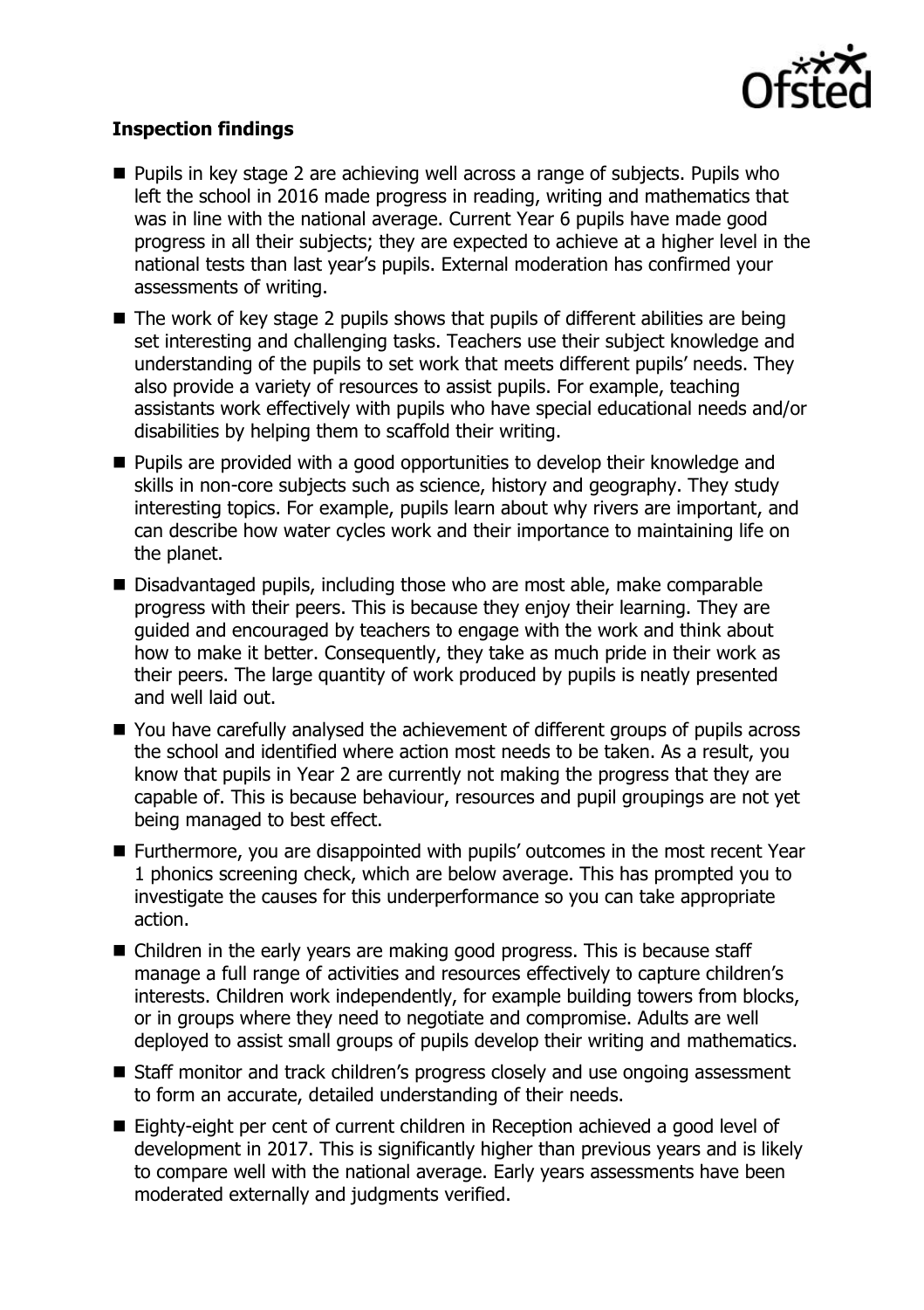**Inspection findings**

- Pupils in key stage 2 are achieving well across a range of subjects. Pupils who left the school in 2016 made progress in reading, writing and mathematics that was in line with the national average. Current Year 6 pupils have made good progress in all their subjects; they are expected to achieve at a higher level in the national tests than last year's pupils. External moderation has confirmed your assessments of writing.
- The work of key stage 2 pupils shows that pupils of different abilities are being set interesting and challenging tasks. Teachers use their subject knowledge and understanding of the pupils to set work that meets different pupils' needs. They also provide a variety of resources to assist pupils. For example, teaching assistants work effectively with pupils who have special educational needs and/or disabilities by helping them to scaffold their writing.
- Pupils are provided with a good opportunities to develop their knowledge and skills in non-core subjects such as science, history and geography. They study interesting topics. For example, pupils learn about why rivers are important, and can describe how water cycles work and their importance to maintaining life on the planet.
- Disadvantaged pupils, including those who are most able, make comparable progress with their peers. This is because they enjoy their learning. They are guided and encouraged by teachers to engage with the work and think about how to make it better. Consequently, they take as much pride in their work as their peers. The large quantity of work produced by pupils is neatly presented and well laid out.
- You have carefully analysed the achievement of different groups of pupils across the school and identified where action most needs to be taken. As a result, you know that pupils in Year 2 are currently not making the progress that they are capable of. This is because behaviour, resources and pupil groupings are not yet being managed to best effect.
- Furthermore, you are disappointed with pupils' outcomes in the most recent Year 1 phonics screening check, which are below average. This has prompted you to investigate the causes for this underperformance so you can take appropriate action.
- Children in the early years are making good progress. This is because staff manage a full range of activities and resources effectively to capture children's interests. Children work independently, for example building towers from blocks, or in groups where they need to negotiate and compromise. Adults are well deployed to assist small groups of pupils develop their writing and mathematics.
- Staff monitor and track children's progress closely and use ongoing assessment to form an accurate, detailed understanding of their needs.
- Eighty-eight per cent of current children in Reception achieved a good level of development in 2017. This is significantly higher than previous years and is likely to compare well with the national average. Early years assessments have been moderated externally and judgments verified.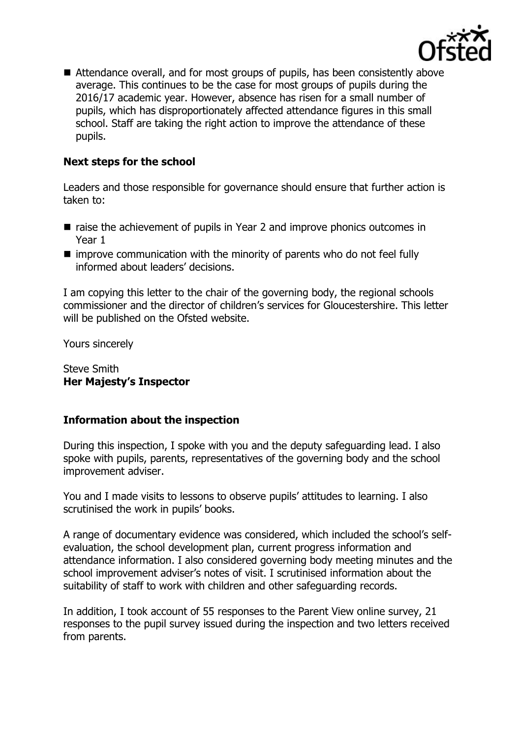- Attendance overall, and for most groups of pupils, has been consistently above average. This continues to be the case for most groups of pupils during the 2016/17 academic year. However, absence has risen for a small number of pupils, which has disproportionately affected attendance figures in this small school. Staff are taking the right action to improve the attendance of these pupils.

**Next steps for the school**

Leaders and those responsible for governance should ensure that further action is taken to:

- raise the achievement of pupils in Year 2 and improve phonics outcomes in Year 1
- improve communication with the minority of parents who do not feel fully informed about leaders' decisions.

I am copying this letter to the chair of the governing body, the regional schools commissioner and the director of children's services for Gloucestershire. This letter will be published on the Ofsted website.

Yours sincerely

Steve Smith
**Her Majesty's Inspector**

**Information about the inspection**

During this inspection, I spoke with you and the deputy safeguarding lead. I also spoke with pupils, parents, representatives of the governing body and the school improvement adviser.

You and I made visits to lessons to observe pupils' attitudes to learning. I also scrutinised the work in pupils' books.

A range of documentary evidence was considered, which included the school's self-evaluation, the school development plan, current progress information and attendance information. I also considered governing body meeting minutes and the school improvement adviser's notes of visit. I scrutinised information about the suitability of staff to work with children and other safeguarding records.

In addition, I took account of 55 responses to the Parent View online survey, 21 responses to the pupil survey issued during the inspection and two letters received from parents.